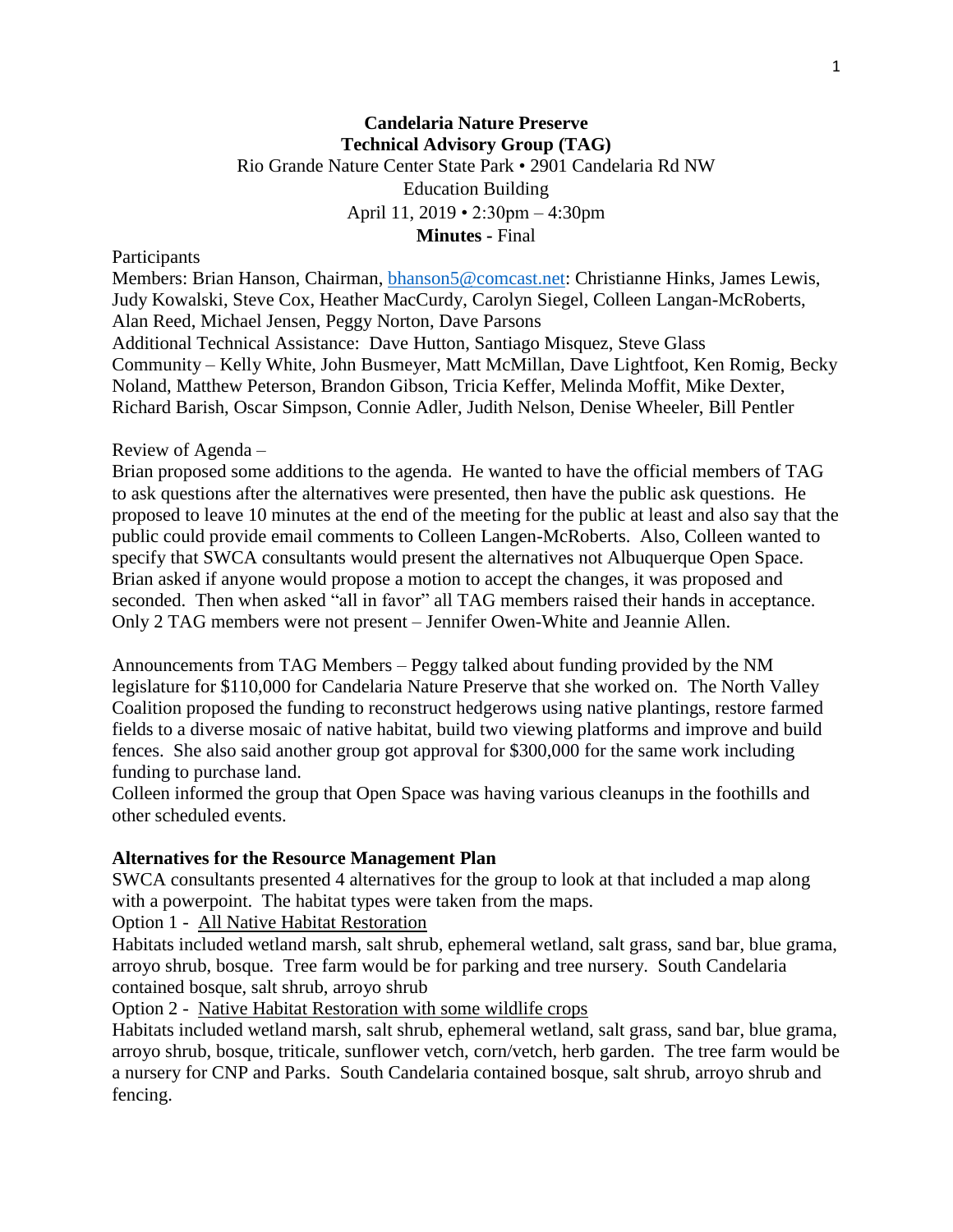**Candelaria Nature Preserve**
**Technical Advisory Group (TAG)**
Rio Grande Nature Center State Park • 2901 Candelaria Rd NW
Education Building
April 11, 2019 • 2:30pm – 4:30pm
**Minutes** - Final

Participants

Members: Brian Hanson, Chairman, bhanson5@comcast.net: Christianne Hinks, James Lewis, Judy Kowalski, Steve Cox, Heather MacCurdy, Carolyn Siegel, Colleen Langan-McRoberts, Alan Reed, Michael Jensen, Peggy Norton, Dave Parsons
Additional Technical Assistance: Dave Hutton, Santiago Misquez, Steve Glass
Community – Kelly White, John Busmeyer, Matt McMillan, Dave Lightfoot, Ken Romig, Becky Noland, Matthew Peterson, Brandon Gibson, Tricia Keffer, Melinda Moffit, Mike Dexter, Richard Barish, Oscar Simpson, Connie Adler, Judith Nelson, Denise Wheeler, Bill Pentler

Review of Agenda –
Brian proposed some additions to the agenda. He wanted to have the official members of TAG to ask questions after the alternatives were presented, then have the public ask questions. He proposed to leave 10 minutes at the end of the meeting for the public at least and also say that the public could provide email comments to Colleen Langen-McRoberts. Also, Colleen wanted to specify that SWCA consultants would present the alternatives not Albuquerque Open Space. Brian asked if anyone would propose a motion to accept the changes, it was proposed and seconded. Then when asked "all in favor" all TAG members raised their hands in acceptance. Only 2 TAG members were not present – Jennifer Owen-White and Jeannie Allen.

Announcements from TAG Members – Peggy talked about funding provided by the NM legislature for $110,000 for Candelaria Nature Preserve that she worked on. The North Valley Coalition proposed the funding to reconstruct hedgerows using native plantings, restore farmed fields to a diverse mosaic of native habitat, build two viewing platforms and improve and build fences. She also said another group got approval for $300,000 for the same work including funding to purchase land.
Colleen informed the group that Open Space was having various cleanups in the foothills and other scheduled events.

**Alternatives for the Resource Management Plan**

SWCA consultants presented 4 alternatives for the group to look at that included a map along with a powerpoint. The habitat types were taken from the maps.

Option 1 - All Native Habitat Restoration
Habitats included wetland marsh, salt shrub, ephemeral wetland, salt grass, sand bar, blue grama, arroyo shrub, bosque. Tree farm would be for parking and tree nursery. South Candelaria contained bosque, salt shrub, arroyo shrub

Option 2 - Native Habitat Restoration with some wildlife crops
Habitats included wetland marsh, salt shrub, ephemeral wetland, salt grass, sand bar, blue grama, arroyo shrub, bosque, triticale, sunflower vetch, corn/vetch, herb garden. The tree farm would be a nursery for CNP and Parks. South Candelaria contained bosque, salt shrub, arroyo shrub and fencing.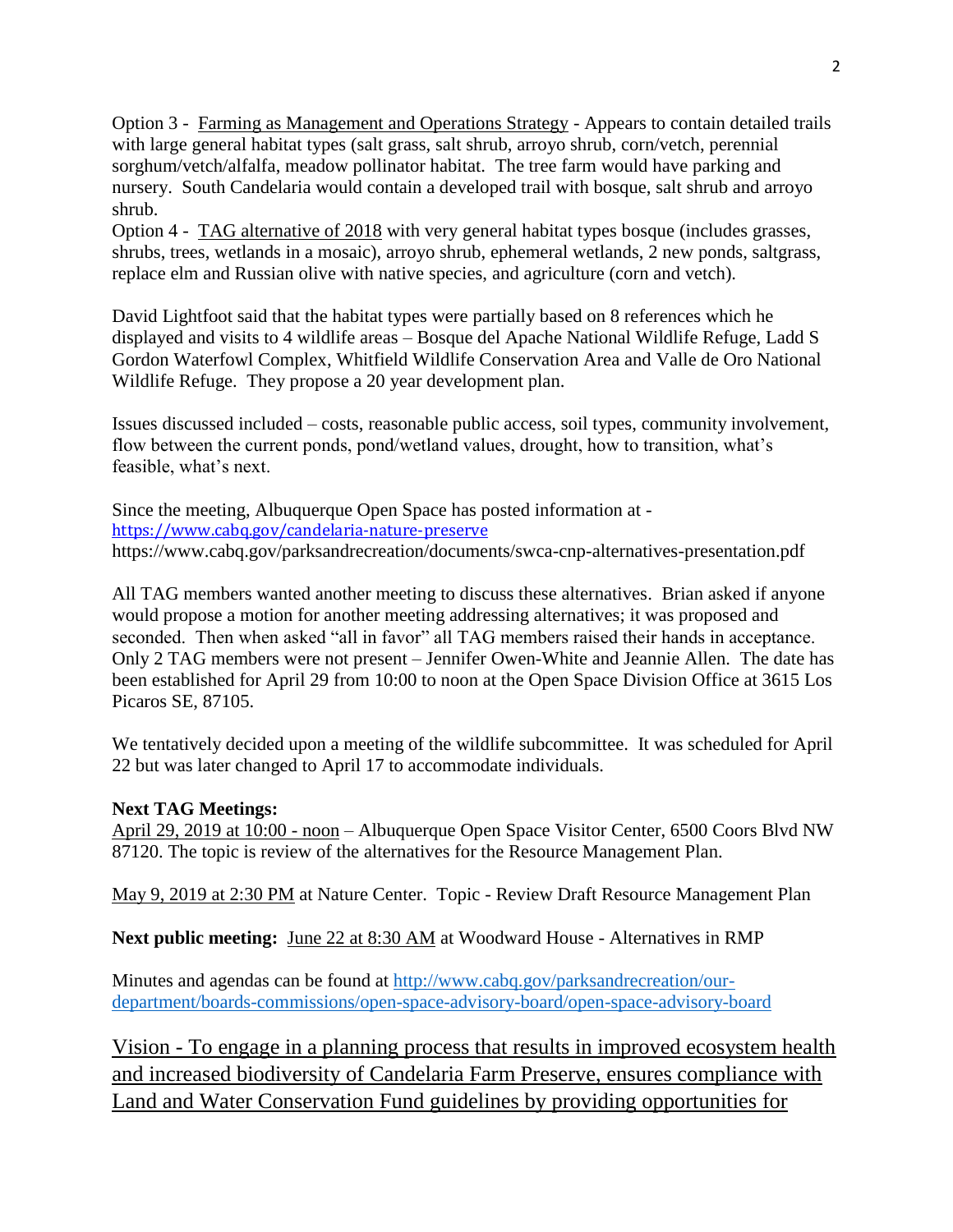Option 3 - Farming as Management and Operations Strategy - Appears to contain detailed trails with large general habitat types (salt grass, salt shrub, arroyo shrub, corn/vetch, perennial sorghum/vetch/alfalfa, meadow pollinator habitat. The tree farm would have parking and nursery. South Candelaria would contain a developed trail with bosque, salt shrub and arroyo shrub.

Option 4 - TAG alternative of 2018 with very general habitat types bosque (includes grasses, shrubs, trees, wetlands in a mosaic), arroyo shrub, ephemeral wetlands, 2 new ponds, saltgrass, replace elm and Russian olive with native species, and agriculture (corn and vetch).

David Lightfoot said that the habitat types were partially based on 8 references which he displayed and visits to 4 wildlife areas – Bosque del Apache National Wildlife Refuge, Ladd S Gordon Waterfowl Complex, Whitfield Wildlife Conservation Area and Valle de Oro National Wildlife Refuge. They propose a 20 year development plan.

Issues discussed included – costs, reasonable public access, soil types, community involvement, flow between the current ponds, pond/wetland values, drought, how to transition, what's feasible, what's next.

Since the meeting, Albuquerque Open Space has posted information at -
https://www.cabq.gov/candelaria-nature-preserve
https://www.cabq.gov/parksandrecreation/documents/swca-cnp-alternatives-presentation.pdf

All TAG members wanted another meeting to discuss these alternatives. Brian asked if anyone would propose a motion for another meeting addressing alternatives; it was proposed and seconded. Then when asked "all in favor" all TAG members raised their hands in acceptance. Only 2 TAG members were not present – Jennifer Owen-White and Jeannie Allen. The date has been established for April 29 from 10:00 to noon at the Open Space Division Office at 3615 Los Picaros SE, 87105.

We tentatively decided upon a meeting of the wildlife subcommittee. It was scheduled for April 22 but was later changed to April 17 to accommodate individuals.

**Next TAG Meetings:**

April 29, 2019 at 10:00 - noon – Albuquerque Open Space Visitor Center, 6500 Coors Blvd NW 87120. The topic is review of the alternatives for the Resource Management Plan.

May 9, 2019 at 2:30 PM at Nature Center. Topic - Review Draft Resource Management Plan

**Next public meeting:** June 22 at 8:30 AM at Woodward House - Alternatives in RMP

Minutes and agendas can be found at http://www.cabq.gov/parksandrecreation/our-department/boards-commissions/open-space-advisory-board/open-space-advisory-board

Vision - To engage in a planning process that results in improved ecosystem health and increased biodiversity of Candelaria Farm Preserve, ensures compliance with Land and Water Conservation Fund guidelines by providing opportunities for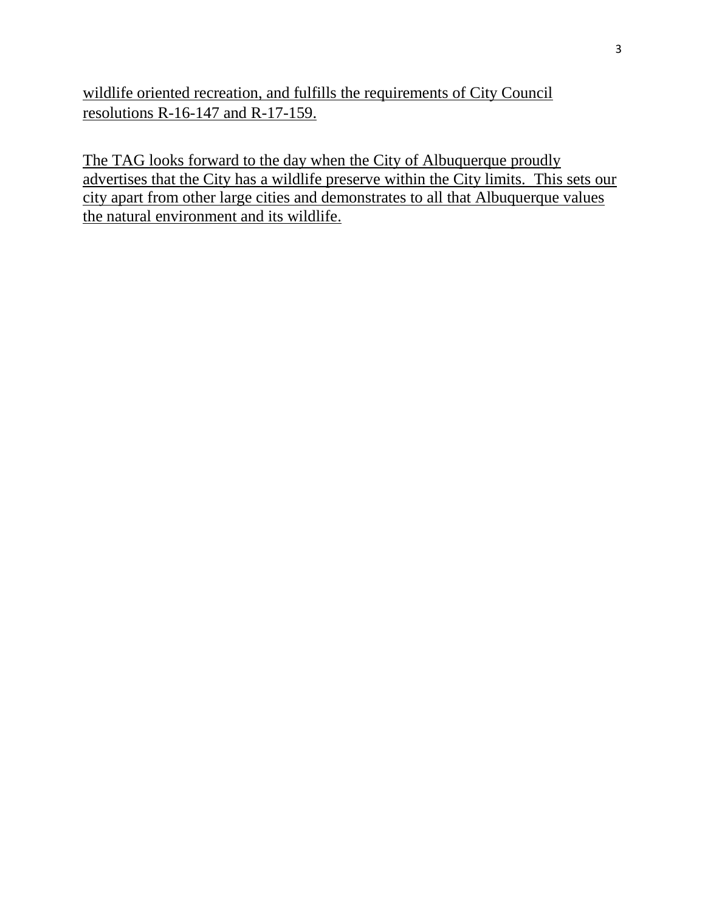wildlife oriented recreation, and fulfills the requirements of City Council resolutions R-16-147 and R-17-159.

The TAG looks forward to the day when the City of Albuquerque proudly advertises that the City has a wildlife preserve within the City limits.  This sets our city apart from other large cities and demonstrates to all that Albuquerque values the natural environment and its wildlife.